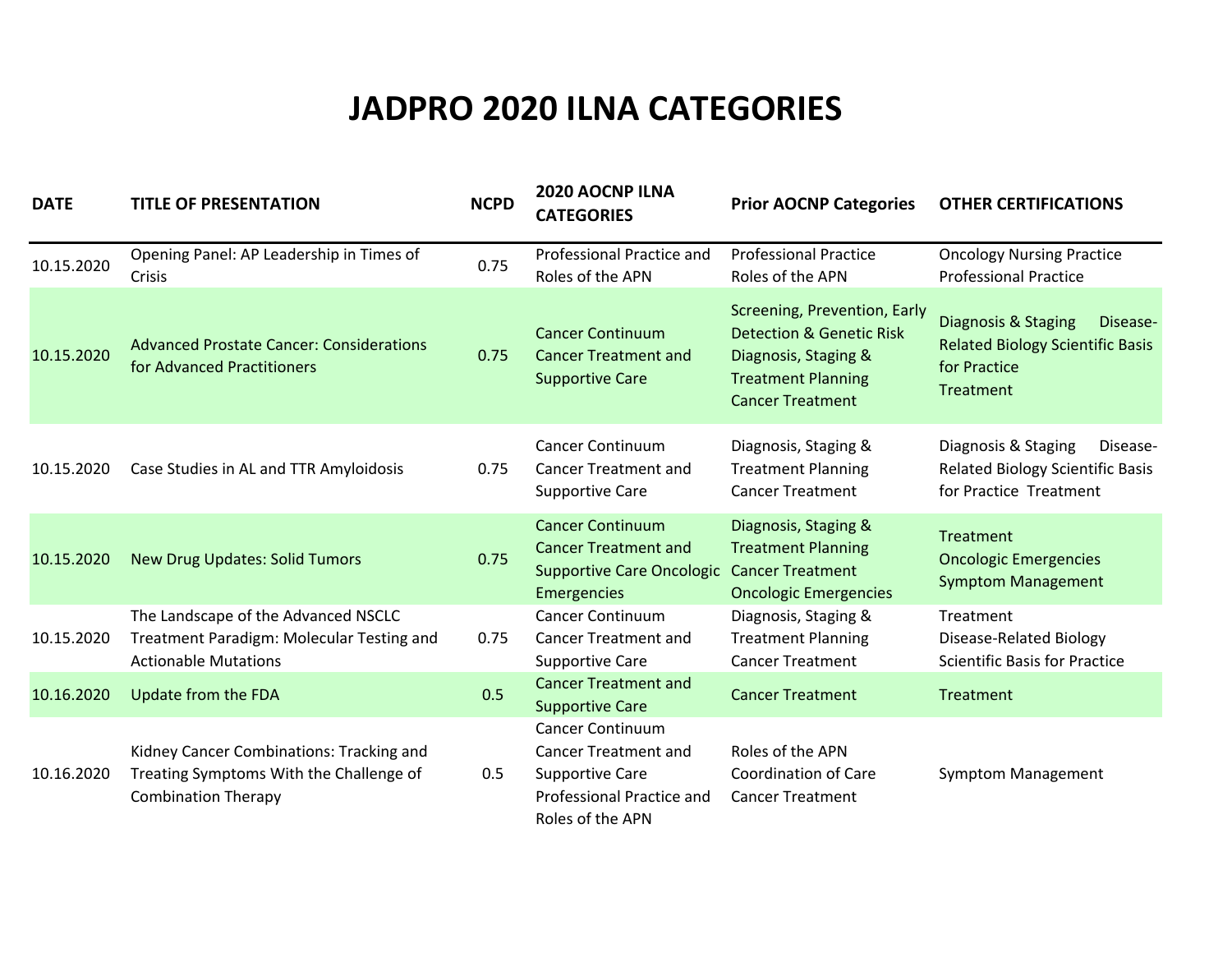# JADPRO 2020 ILNA CATEGORIES

| DATE | TITLE OF PRESENTATION | NCPD | 2020 AOCNP ILNA CATEGORIES | Prior AOCNP Categories | OTHER CERTIFICATIONS |
|---|---|---|---|---|---|
| 10.15.2020 | Opening Panel: AP Leadership in Times of Crisis | 0.75 | Professional Practice and Roles of the APN | Professional Practice<br>Roles of the APN | Oncology Nursing Practice<br>Professional Practice |
| 10.15.2020 | Advanced Prostate Cancer: Considerations for Advanced Practitioners | 0.75 | Cancer Continuum<br>Cancer Treatment and Supportive Care | Screening, Prevention, Early Detection & Genetic Risk<br>Diagnosis, Staging & Treatment Planning<br>Cancer Treatment | Diagnosis & Staging Disease-Related Biology Scientific Basis for Practice<br>Treatment |
| 10.15.2020 | Case Studies in AL and TTR Amyloidosis | 0.75 | Cancer Continuum<br>Cancer Treatment and Supportive Care | Diagnosis, Staging & Treatment Planning<br>Cancer Treatment | Diagnosis & Staging Disease-Related Biology Scientific Basis for Practice Treatment |
| 10.15.2020 | New Drug Updates: Solid Tumors | 0.75 | Cancer Continuum<br>Cancer Treatment and Supportive Care Oncologic Emergencies | Diagnosis, Staging & Treatment Planning<br>Cancer Treatment<br>Oncologic Emergencies | Treatment<br>Oncologic Emergencies<br>Symptom Management |
| 10.15.2020 | The Landscape of the Advanced NSCLC Treatment Paradigm: Molecular Testing and Actionable Mutations | 0.75 | Cancer Continuum<br>Cancer Treatment and Supportive Care | Diagnosis, Staging & Treatment Planning<br>Cancer Treatment | Treatment<br>Disease-Related Biology<br>Scientific Basis for Practice |
| 10.16.2020 | Update from the FDA | 0.5 | Cancer Treatment and Supportive Care | Cancer Treatment | Treatment |
| 10.16.2020 | Kidney Cancer Combinations: Tracking and Treating Symptoms With the Challenge of Combination Therapy | 0.5 | Cancer Continuum<br>Cancer Treatment and Supportive Care<br>Professional Practice and Roles of the APN | Roles of the APN<br>Coordination of Care<br>Cancer Treatment | Symptom Management |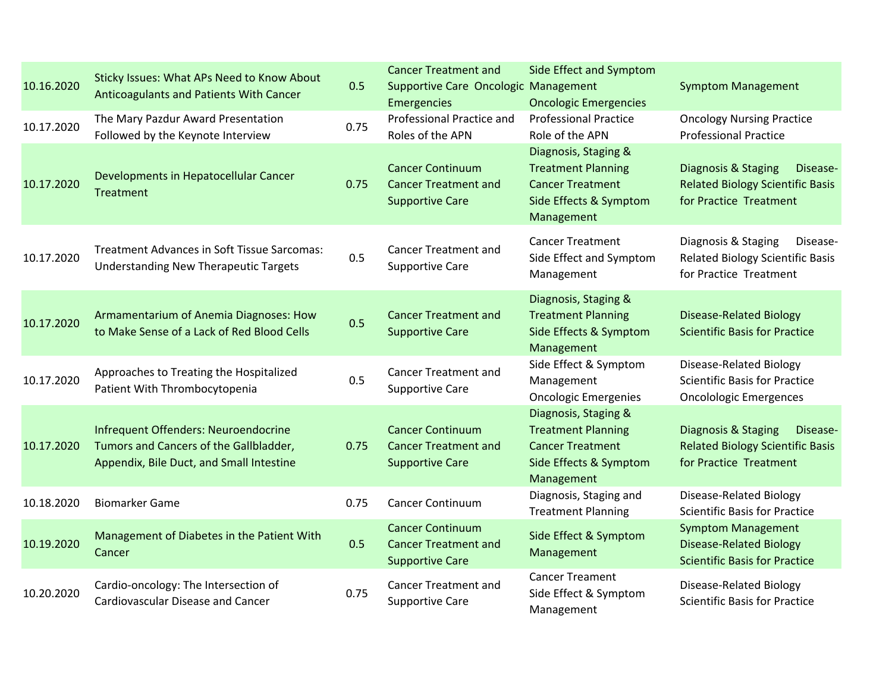| | | | | | |
|---|---|---|---|---|---|
| 10.16.2020 | Sticky Issues: What APs Need to Know About Anticoagulants and Patients With Cancer | 0.5 | Cancer Treatment and Supportive Care Oncologic Emergencies | Side Effect and Symptom Management Oncologic Emergencies | Symptom Management |
| 10.17.2020 | The Mary Pazdur Award Presentation Followed by the Keynote Interview | 0.75 | Professional Practice and Roles of the APN | Professional Practice Role of the APN | Oncology Nursing Practice Professional Practice |
| 10.17.2020 | Developments in Hepatocellular Cancer Treatment | 0.75 | Cancer Continuum Cancer Treatment and Supportive Care | Diagnosis, Staging & Treatment Planning Cancer Treatment Side Effects & Symptom Management | Diagnosis & Staging Disease-Related Biology Scientific Basis for Practice Treatment |
| 10.17.2020 | Treatment Advances in Soft Tissue Sarcomas: Understanding New Therapeutic Targets | 0.5 | Cancer Treatment and Supportive Care | Cancer Treatment Side Effect and Symptom Management | Diagnosis & Staging Disease-Related Biology Scientific Basis for Practice Treatment |
| 10.17.2020 | Armamentarium of Anemia Diagnoses: How to Make Sense of a Lack of Red Blood Cells | 0.5 | Cancer Treatment and Supportive Care | Diagnosis, Staging & Treatment Planning Side Effects & Symptom Management | Disease-Related Biology Scientific Basis for Practice |
| 10.17.2020 | Approaches to Treating the Hospitalized Patient With Thrombocytopenia | 0.5 | Cancer Treatment and Supportive Care | Side Effect & Symptom Management Oncologic Emergenies | Disease-Related Biology Scientific Basis for Practice Oncolologic Emergences |
| 10.17.2020 | Infrequent Offenders: Neuroendocrine Tumors and Cancers of the Gallbladder, Appendix, Bile Duct, and Small Intestine | 0.75 | Cancer Continuum Cancer Treatment and Supportive Care | Diagnosis, Staging & Treatment Planning Cancer Treatment Side Effects & Symptom Management | Diagnosis & Staging Disease-Related Biology Scientific Basis for Practice Treatment |
| 10.18.2020 | Biomarker Game | 0.75 | Cancer Continuum | Diagnosis, Staging and Treatment Planning | Disease-Related Biology Scientific Basis for Practice |
| 10.19.2020 | Management of Diabetes in the Patient With Cancer | 0.5 | Cancer Continuum Cancer Treatment and Supportive Care | Side Effect & Symptom Management | Symptom Management Disease-Related Biology Scientific Basis for Practice |
| 10.20.2020 | Cardio-oncology: The Intersection of Cardiovascular Disease and Cancer | 0.75 | Cancer Treatment and Supportive Care | Cancer Treament Side Effect & Symptom Management | Disease-Related Biology Scientific Basis for Practice |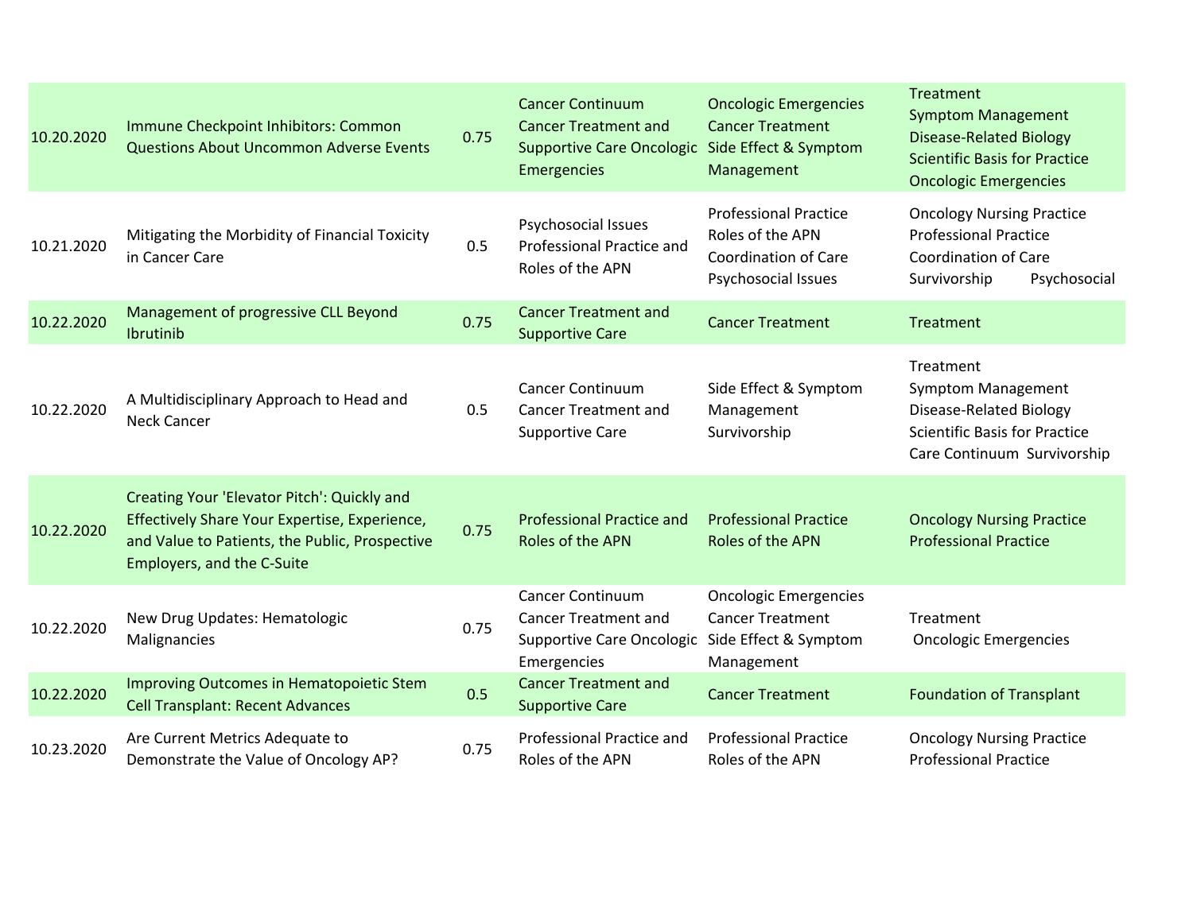| | | | | | |
|---|---|---|---|---|---|
| 10.20.2020 | Immune Checkpoint Inhibitors: Common Questions About Uncommon Adverse Events | 0.75 | Cancer Continuum Cancer Treatment and Supportive Care Oncologic Emergencies | Oncologic Emergencies Cancer Treatment Side Effect & Symptom Management | Treatment Symptom Management Disease-Related Biology Scientific Basis for Practice Oncologic Emergencies |
| 10.21.2020 | Mitigating the Morbidity of Financial Toxicity in Cancer Care | 0.5 | Psychosocial Issues Professional Practice and Roles of the APN | Professional Practice Roles of the APN Coordination of Care Psychosocial Issues | Oncology Nursing Practice Professional Practice Coordination of Care Survivorship Psychosocial |
| 10.22.2020 | Management of progressive CLL Beyond Ibrutinib | 0.75 | Cancer Treatment and Supportive Care | Cancer Treatment | Treatment |
| 10.22.2020 | A Multidisciplinary Approach to Head and Neck Cancer | 0.5 | Cancer Continuum Cancer Treatment and Supportive Care | Side Effect & Symptom Management Survivorship | Treatment Symptom Management Disease-Related Biology Scientific Basis for Practice Care Continuum Survivorship |
| 10.22.2020 | Creating Your 'Elevator Pitch': Quickly and Effectively Share Your Expertise, Experience, and Value to Patients, the Public, Prospective Employers, and the C-Suite | 0.75 | Professional Practice and Roles of the APN | Professional Practice Roles of the APN | Oncology Nursing Practice Professional Practice |
| 10.22.2020 | New Drug Updates: Hematologic Malignancies | 0.75 | Cancer Continuum Cancer Treatment and Supportive Care Oncologic Emergencies | Oncologic Emergencies Cancer Treatment Side Effect & Symptom Management | Treatment Oncologic Emergencies |
| 10.22.2020 | Improving Outcomes in Hematopoietic Stem Cell Transplant: Recent Advances | 0.5 | Cancer Treatment and Supportive Care | Cancer Treatment | Foundation of Transplant |
| 10.23.2020 | Are Current Metrics Adequate to Demonstrate the Value of Oncology AP? | 0.75 | Professional Practice and Roles of the APN | Professional Practice Roles of the APN | Oncology Nursing Practice Professional Practice |